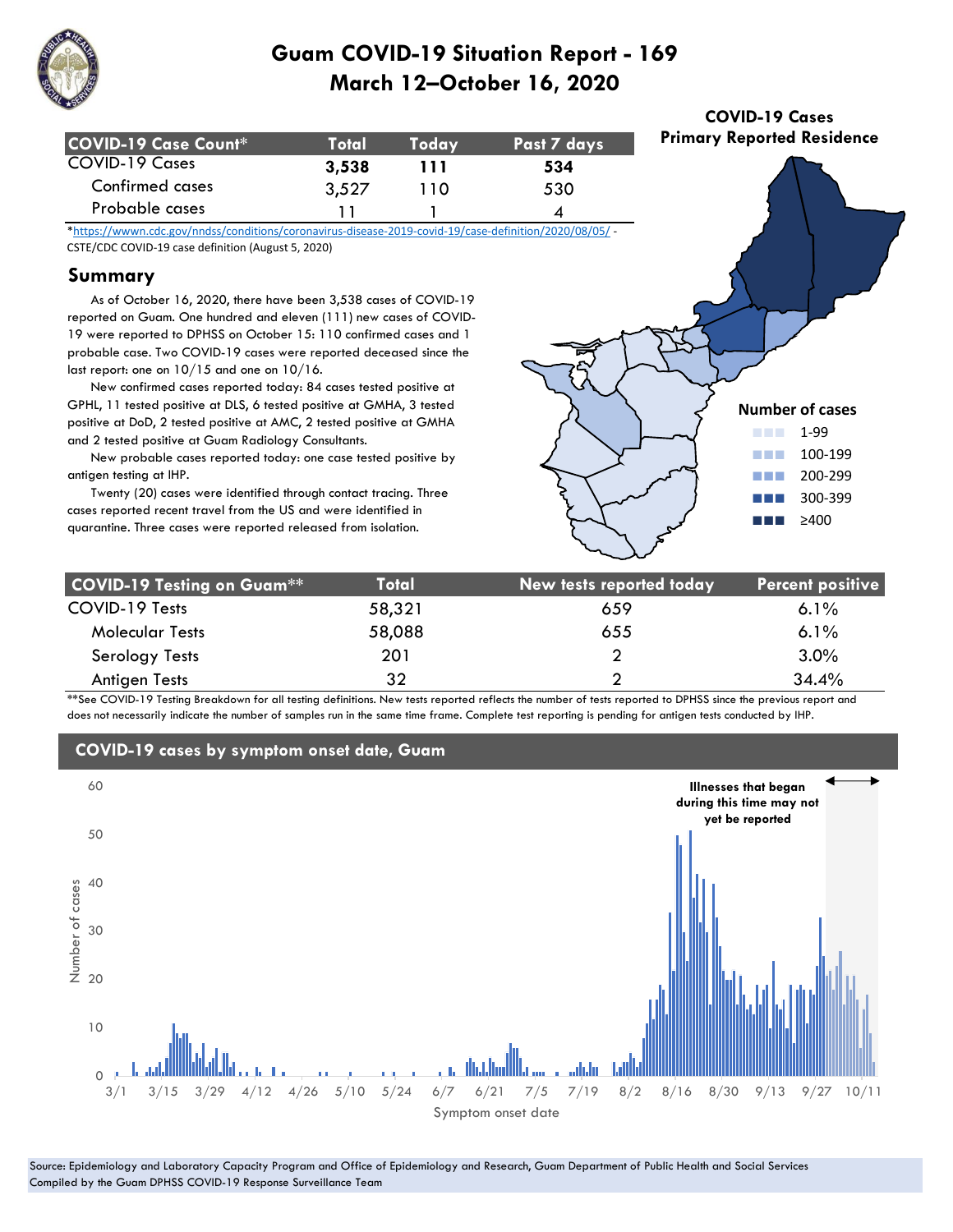# Guam COVID-19 Situation Report - 169

## March 12–October 16, 2020

| COVID-19 Case Count* | Total | Today | Past 7 days |
|---|---|---|---|
| COVID-19 Cases | **3,538** | **111** | **534** |
| Confirmed cases | 3,527 | 110 | 530 |
| Probable cases | 11 | 1 | 4 |

*https://wwwn.cdc.gov/nndss/conditions/coronavirus-disease-2019-covid-19/case-definition/2020/08/05/ - CSTE/CDC COVID-19 case definition (August 5, 2020)

## Summary

As of October 16, 2020, there have been 3,538 cases of COVID-19 reported on Guam. One hundred and eleven (111) new cases of COVID-19 were reported to DPHSS on October 15: 110 confirmed cases and 1 probable case. Two COVID-19 cases were reported deceased since the last report: one on 10/15 and one on 10/16.

New confirmed cases reported today: 84 cases tested positive at GPHL, 11 tested positive at DLS, 6 tested positive at GMHA, 3 tested positive at DoD, 2 tested positive at AMC, 2 tested positive at GMHA and 2 tested positive at Guam Radiology Consultants.

New probable cases reported today: one case tested positive by antigen testing at IHP.

Twenty (20) cases were identified through contact tracing. Three cases reported recent travel from the US and were identified in quarantine. Three cases were reported released from isolation.

**COVID-19 Cases Primary Reported Residence**

Number of cases
- 1-99
- 100-199
- 200-299
- 300-399
- ≥400

| COVID-19 Testing on Guam** | Total | New tests reported today | Percent positive |
|---|---|---|---|
| COVID-19 Tests | 58,321 | 659 | 6.1% |
| Molecular Tests | 58,088 | 655 | 6.1% |
| Serology Tests | 201 | 2 | 3.0% |
| Antigen Tests | 32 | 2 | 34.4% |

**See COVID-19 Testing Breakdown for all testing definitions. New tests reported reflects the number of tests reported to DPHSS since the previous report and does not necessarily indicate the number of samples run in the same time frame. Complete test reporting is pending for antigen tests conducted by IHP.

## COVID-19 cases by symptom onset date, Guam

Illnesses that began during this time may not yet be reported

Source: Epidemiology and Laboratory Capacity Program and Office of Epidemiology and Research, Guam Department of Public Health and Social Services
Compiled by the Guam DPHSS COVID-19 Response Surveillance Team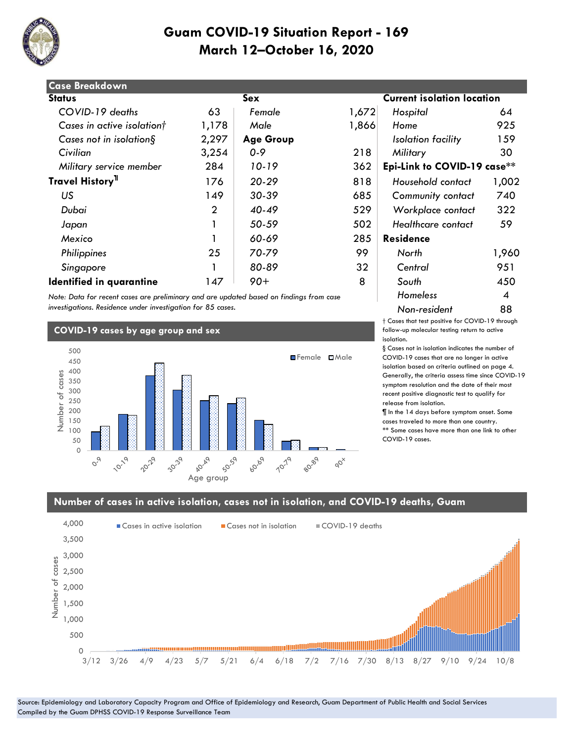# Guam COVID-19 Situation Report - 169
## March 12–October 16, 2020

## Case Breakdown

| **Status** | | **Sex** | | **Current isolation location** | |
|---|---|---|---|---|---|
| *COVID-19 deaths* | 63 | *Female* | 1,672 | *Hospital* | 64 |
| *Cases in active isolation†* | 1,178 | *Male* | 1,866 | *Home* | 925 |
| *Cases not in isolation§* | 2,297 | **Age Group** | | *Isolation facility* | 159 |
| *Civilian* | 3,254 | *0-9* | 218 | *Military* | 30 |
| *Military service member* | 284 | *10-19* | 362 | **Epi-Link to COVID-19 case\*\*** | |
| **Travel History¶** | 176 | *20-29* | 818 | *Household contact* | 1,002 |
| *US* | 149 | *30-39* | 685 | *Community contact* | 740 |
| *Dubai* | 2 | *40-49* | 529 | *Workplace contact* | 322 |
| *Japan* | 1 | *50-59* | 502 | *Healthcare contact* | 59 |
| *Mexico* | 1 | *60-69* | 285 | **Residence** | |
| *Philippines* | 25 | *70-79* | 99 | *North* | 1,960 |
| *Singapore* | 1 | *80-89* | 32 | *Central* | 951 |
| **Identified in quarantine** | 147 | *90+* | 8 | *South* | 450 |
| | | | | *Homeless* | 4 |
| | | | | *Non-resident* | 88 |

*Note: Data for recent cases are preliminary and are updated based on findings from case investigations. Residence under investigation for 85 cases.*

† Cases that test positive for COVID-19 through follow-up molecular testing return to active isolation.

§ Cases not in isolation indicates the number of COVID-19 cases that are no longer in active isolation based on criteria outlined on page 4. Generally, the criteria assess time since COVID-19 symptom resolution and the date of their most recent positive diagnostic test to qualify for release from isolation.

¶ In the 14 days before symptom onset. Some cases traveled to more than one country.

** Some cases have more than one link to other COVID-19 cases.

## COVID-19 cases by age group and sex

## Number of cases in active isolation, cases not in isolation, and COVID-19 deaths, Guam

Source: Epidemiology and Laboratory Capacity Program and Office of Epidemiology and Research, Guam Department of Public Health and Social Services
Compiled by the Guam DPHSS COVID-19 Response Surveillance Team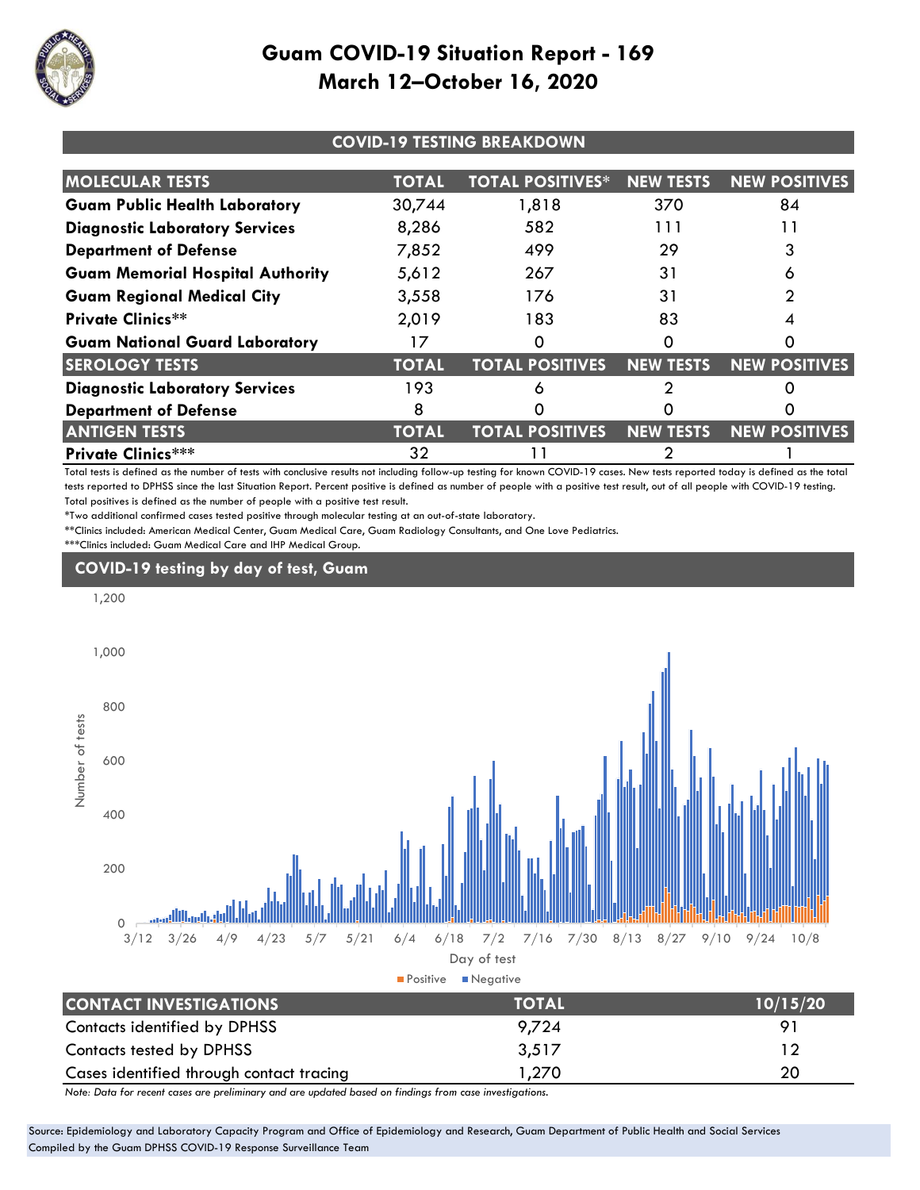# Guam COVID-19 Situation Report - 169
## March 12–October 16, 2020

### COVID-19 TESTING BREAKDOWN

| MOLECULAR TESTS | TOTAL | TOTAL POSITIVES* | NEW TESTS | NEW POSITIVES |
|---|---|---|---|---|
| **Guam Public Health Laboratory** | 30,744 | 1,818 | 370 | 84 |
| **Diagnostic Laboratory Services** | 8,286 | 582 | 111 | 11 |
| **Department of Defense** | 7,852 | 499 | 29 | 3 |
| **Guam Memorial Hospital Authority** | 5,612 | 267 | 31 | 6 |
| **Guam Regional Medical City** | 3,558 | 176 | 31 | 2 |
| **Private Clinics**** | 2,019 | 183 | 83 | 4 |
| **Guam National Guard Laboratory** | 17 | 0 | 0 | 0 |
| **SEROLOGY TESTS** | **TOTAL** | **TOTAL POSITIVES** | **NEW TESTS** | **NEW POSITIVES** |
| **Diagnostic Laboratory Services** | 193 | 6 | 2 | 0 |
| **Department of Defense** | 8 | 0 | 0 | 0 |
| **ANTIGEN TESTS** | **TOTAL** | **TOTAL POSITIVES** | **NEW TESTS** | **NEW POSITIVES** |
| **Private Clinics***** | 32 | 11 | 2 | 1 |

Total tests is defined as the number of tests with conclusive results not including follow-up testing for known COVID-19 cases. New tests reported today is defined as the total tests reported to DPHSS since the last Situation Report. Percent positive is defined as number of people with a positive test result, out of all people with COVID-19 testing. Total positives is defined as the number of people with a positive test result.

*Two additional confirmed cases tested positive through molecular testing at an out-of-state laboratory.

**Clinics included: American Medical Center, Guam Medical Care, Guam Radiology Consultants, and One Love Pediatrics.

***Clinics included: Guam Medical Care and IHP Medical Group.

### COVID-19 testing by day of test, Guam

[Stacked bar chart: Number of tests (0–1,200) by Day of test (3/12 to 10/8); legend: Positive, Negative]

| CONTACT INVESTIGATIONS | TOTAL | 10/15/20 |
|---|---|---|
| Contacts identified by DPHSS | 9,724 | 91 |
| Contacts tested by DPHSS | 3,517 | 12 |
| Cases identified through contact tracing | 1,270 | 20 |

*Note: Data for recent cases are preliminary and are updated based on findings from case investigations.*

Source: Epidemiology and Laboratory Capacity Program and Office of Epidemiology and Research, Guam Department of Public Health and Social Services
Compiled by the Guam DPHSS COVID-19 Response Surveillance Team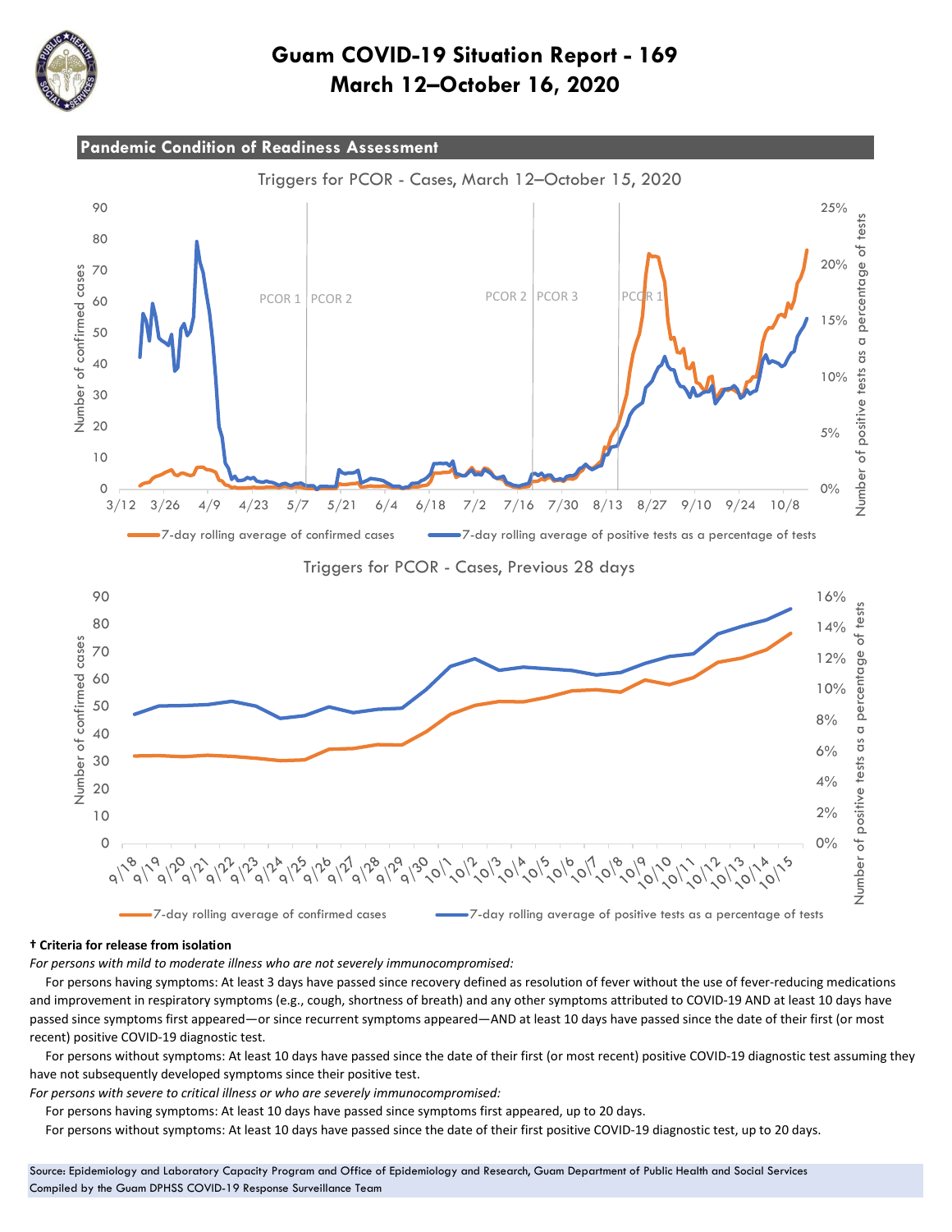# Guam COVID-19 Situation Report - 169
## March 12–October 16, 2020

### Pandemic Condition of Readiness Assessment

Triggers for PCOR - Cases, March 12–October 15, 2020

Number of confirmed cases

Number of positive tests as a percentage of tests

PCOR 1 | PCOR 2

PCOR 2 | PCOR 3

PCOR 1

90
80
70
60
50
40
30
20
10
0

25%
20%
15%
10%
5%
0%

3/12 3/26 4/9 4/23 5/7 5/21 6/4 6/18 7/2 7/16 7/30 8/13 8/27 9/10 9/24 10/8

7-day rolling average of confirmed cases

7-day rolling average of positive tests as a percentage of tests

Triggers for PCOR - Cases, Previous 28 days

Number of confirmed cases

Number of positive tests as a percentage of tests

90
80
70
60
50
40
30
20
10
0

16%
14%
12%
10%
8%
6%
4%
2%
0%

9/18 9/19 9/20 9/21 9/22 9/23 9/24 9/25 9/26 9/27 9/28 9/29 9/30 10/1 10/2 10/3 10/4 10/5 10/6 10/7 10/8 10/9 10/10 10/11 10/12 10/13 10/14 10/15

7-day rolling average of confirmed cases

7-day rolling average of positive tests as a percentage of tests

**† Criteria for release from isolation**

*For persons with mild to moderate illness who are not severely immunocompromised:*

For persons having symptoms: At least 3 days have passed since recovery defined as resolution of fever without the use of fever-reducing medications and improvement in respiratory symptoms (e.g., cough, shortness of breath) and any other symptoms attributed to COVID-19 AND at least 10 days have passed since symptoms first appeared—or since recurrent symptoms appeared—AND at least 10 days have passed since the date of their first (or most recent) positive COVID-19 diagnostic test.

For persons without symptoms: At least 10 days have passed since the date of their first (or most recent) positive COVID-19 diagnostic test assuming they have not subsequently developed symptoms since their positive test.

*For persons with severe to critical illness or who are severely immunocompromised:*

For persons having symptoms: At least 10 days have passed since symptoms first appeared, up to 20 days.

For persons without symptoms: At least 10 days have passed since the date of their first positive COVID-19 diagnostic test, up to 20 days.

Source: Epidemiology and Laboratory Capacity Program and Office of Epidemiology and Research, Guam Department of Public Health and Social Services
Compiled by the Guam DPHSS COVID-19 Response Surveillance Team